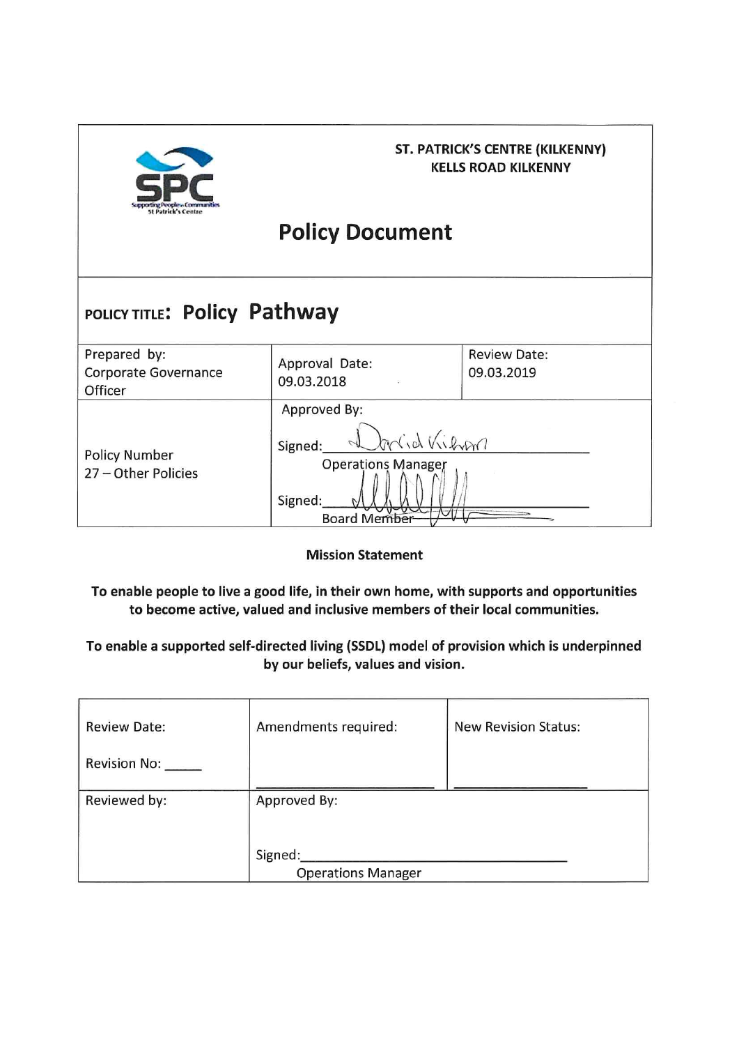**ST. PATRICK'S CENTRE (KILKENNY)**
**KELLS ROAD KILKENNY**

# Policy Document

**POLICY TITLE: Policy Pathway**

| Prepared by: Corporate Governance Officer | Approval Date: 09.03.2018 | Review Date: 09.03.2019 |
|---|---|---|
| Policy Number 27 – Other Policies | Approved By: Signed: David Kirwan Operations Manager Signed: ________ Board Member | |

**Mission Statement**

**To enable people to live a good life, in their own home, with supports and opportunities to become active, valued and inclusive members of their local communities.**

**To enable a supported self-directed living (SSDL) model of provision which is underpinned by our beliefs, values and vision.**

| Review Date: Revision No: _____ | Amendments required: ________________ | New Revision Status: ________________ |
|---|---|---|
| Reviewed by: | Approved By: Signed:________________ Operations Manager | |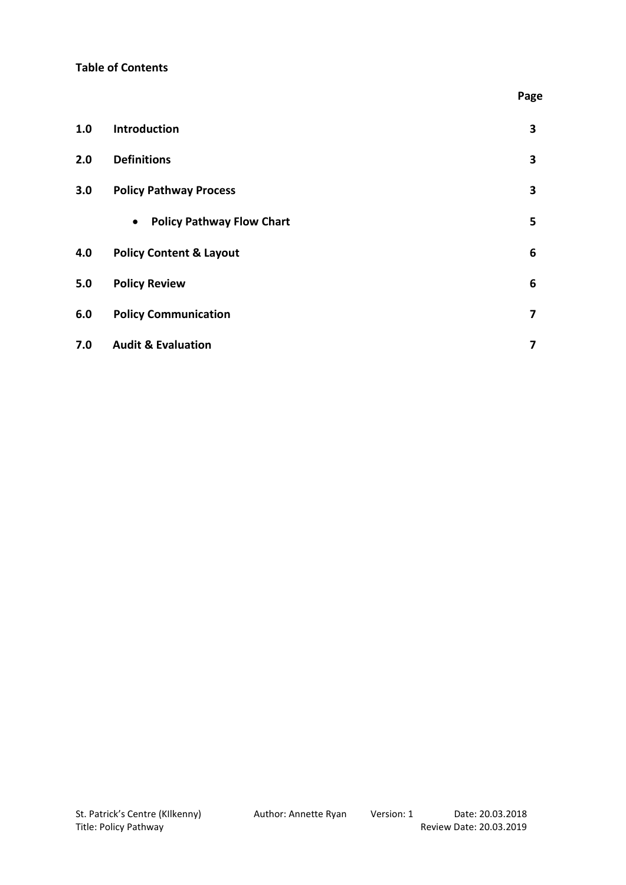**Table of Contents**

| | | Page |
|---|---|---|
| **1.0** | **Introduction** | **3** |
| **2.0** | **Definitions** | **3** |
| **3.0** | **Policy Pathway Process** | **3** |
| | • **Policy Pathway Flow Chart** | **5** |
| **4.0** | **Policy Content & Layout** | **6** |
| **5.0** | **Policy Review** | **6** |
| **6.0** | **Policy Communication** | **7** |
| **7.0** | **Audit & Evaluation** | **7** |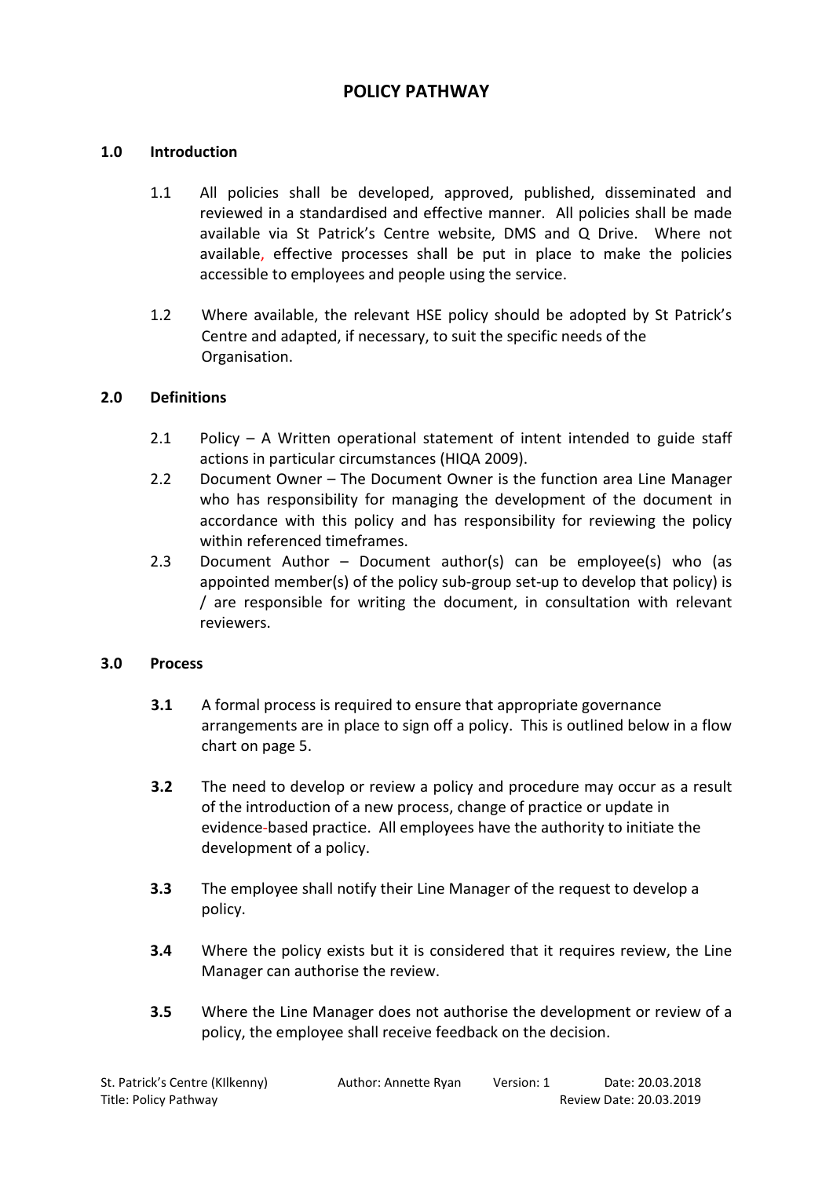# POLICY PATHWAY

## 1.0 Introduction

1.1 All policies shall be developed, approved, published, disseminated and reviewed in a standardised and effective manner. All policies shall be made available via St Patrick's Centre website, DMS and Q Drive. Where not available, effective processes shall be put in place to make the policies accessible to employees and people using the service.

1.2 Where available, the relevant HSE policy should be adopted by St Patrick's Centre and adapted, if necessary, to suit the specific needs of the Organisation.

## 2.0 Definitions

2.1 Policy – A Written operational statement of intent intended to guide staff actions in particular circumstances (HIQA 2009).

2.2 Document Owner – The Document Owner is the function area Line Manager who has responsibility for managing the development of the document in accordance with this policy and has responsibility for reviewing the policy within referenced timeframes.

2.3 Document Author – Document author(s) can be employee(s) who (as appointed member(s) of the policy sub-group set-up to develop that policy) is / are responsible for writing the document, in consultation with relevant reviewers.

## 3.0 Process

**3.1** A formal process is required to ensure that appropriate governance arrangements are in place to sign off a policy. This is outlined below in a flow chart on page 5.

**3.2** The need to develop or review a policy and procedure may occur as a result of the introduction of a new process, change of practice or update in evidence-based practice. All employees have the authority to initiate the development of a policy.

**3.3** The employee shall notify their Line Manager of the request to develop a policy.

**3.4** Where the policy exists but it is considered that it requires review, the Line Manager can authorise the review.

**3.5** Where the Line Manager does not authorise the development or review of a policy, the employee shall receive feedback on the decision.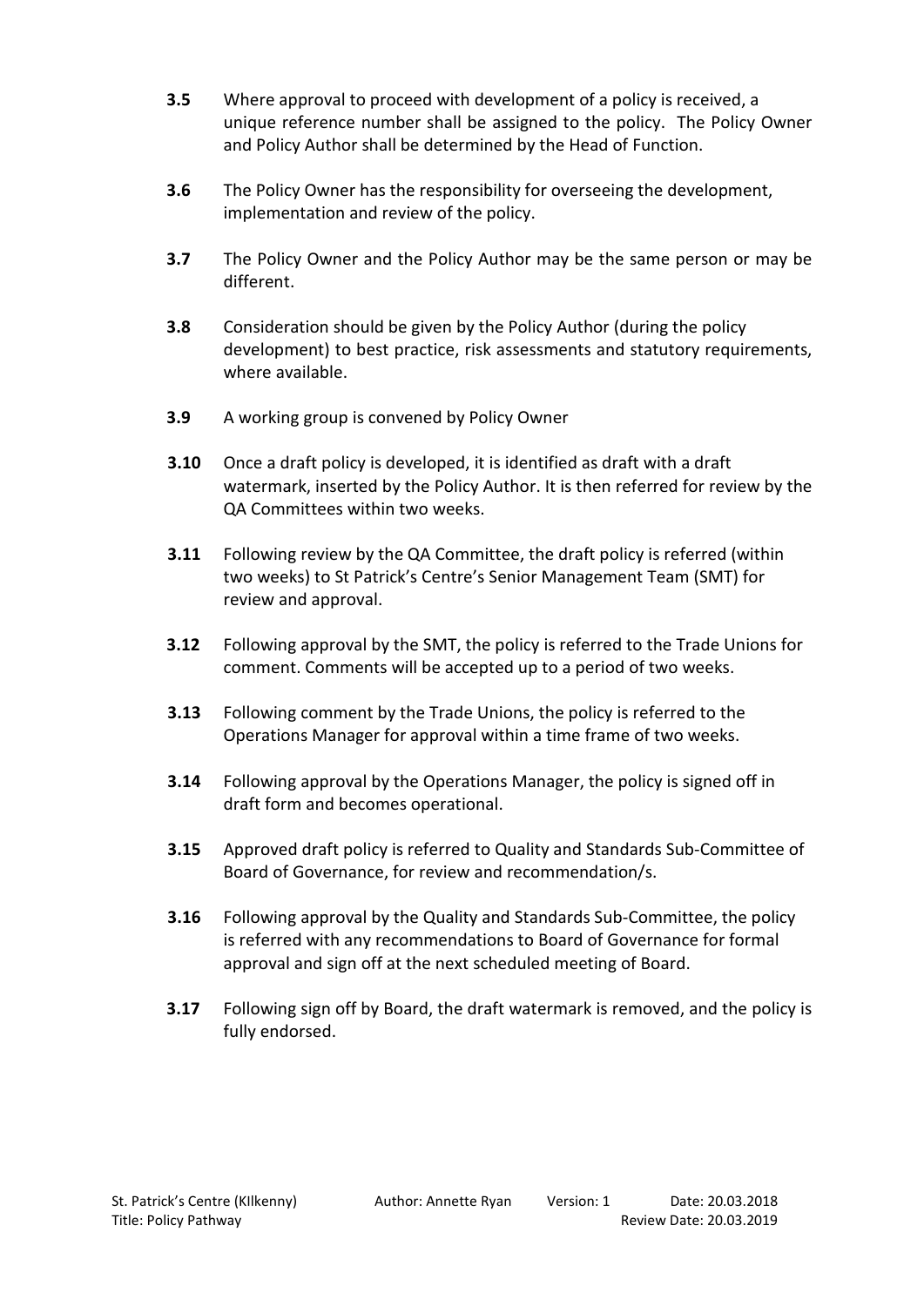**3.5** Where approval to proceed with development of a policy is received, a unique reference number shall be assigned to the policy. The Policy Owner and Policy Author shall be determined by the Head of Function.

**3.6** The Policy Owner has the responsibility for overseeing the development, implementation and review of the policy.

**3.7** The Policy Owner and the Policy Author may be the same person or may be different.

**3.8** Consideration should be given by the Policy Author (during the policy development) to best practice, risk assessments and statutory requirements, where available.

**3.9** A working group is convened by Policy Owner

**3.10** Once a draft policy is developed, it is identified as draft with a draft watermark, inserted by the Policy Author. It is then referred for review by the QA Committees within two weeks.

**3.11** Following review by the QA Committee, the draft policy is referred (within two weeks) to St Patrick's Centre's Senior Management Team (SMT) for review and approval.

**3.12** Following approval by the SMT, the policy is referred to the Trade Unions for comment. Comments will be accepted up to a period of two weeks.

**3.13** Following comment by the Trade Unions, the policy is referred to the Operations Manager for approval within a time frame of two weeks.

**3.14** Following approval by the Operations Manager, the policy is signed off in draft form and becomes operational.

**3.15** Approved draft policy is referred to Quality and Standards Sub-Committee of Board of Governance, for review and recommendation/s.

**3.16** Following approval by the Quality and Standards Sub-Committee, the policy is referred with any recommendations to Board of Governance for formal approval and sign off at the next scheduled meeting of Board.

**3.17** Following sign off by Board, the draft watermark is removed, and the policy is fully endorsed.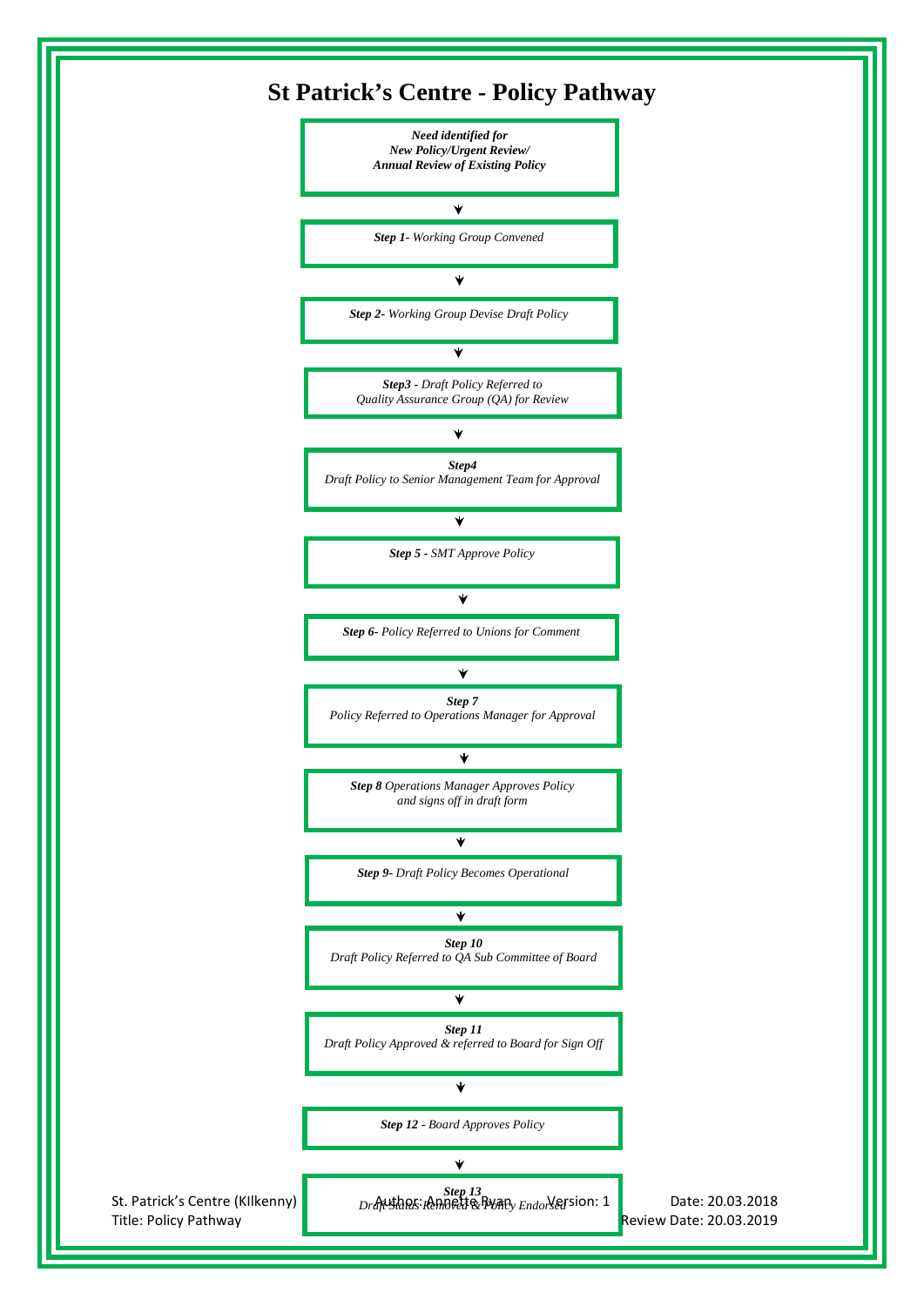# St Patrick's Centre - Policy Pathway

***Need identified for New Policy/Urgent Review/ Annual Review of Existing Policy***

↓

***Step 1*** *- Working Group Convened*

↓

***Step 2*** *- Working Group Devise Draft Policy*

↓

***Step3*** *- Draft Policy Referred to Quality Assurance Group (QA) for Review*

↓

***Step4***
*Draft Policy to Senior Management Team for Approval*

↓

***Step 5*** *- SMT Approve Policy*

↓

***Step 6*** *- Policy Referred to Unions for Comment*

↓

***Step 7***
*Policy Referred to Operations Manager for Approval*

↓

***Step 8*** *Operations Manager Approves Policy and signs off in draft form*

↓

***Step 9*** *- Draft Policy Becomes Operational*

↓

***Step 10***
*Draft Policy Referred to QA Sub Committee of Board*

↓

***Step 11***
*Draft Policy Approved & referred to Board for Sign Off*

↓

***Step 12*** *- Board Approves Policy*

↓

***Step 13***
*Draft Status Removed & Policy Endorsed*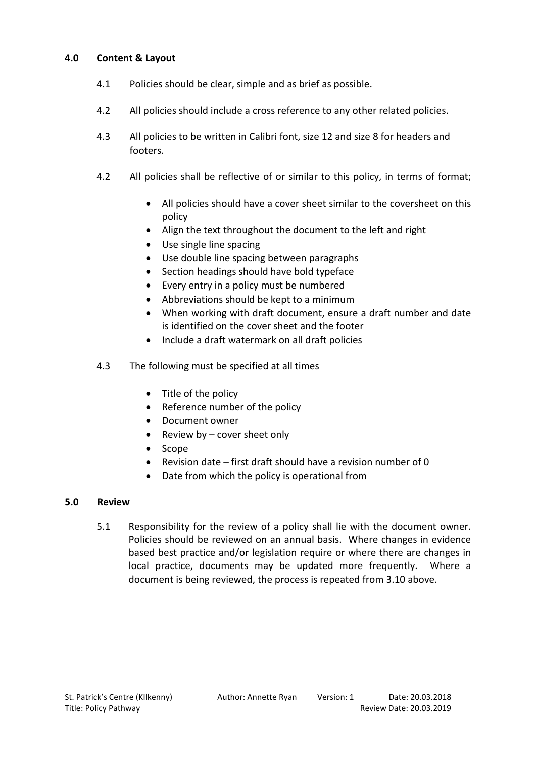## 4.0 Content & Layout

4.1 Policies should be clear, simple and as brief as possible.

4.2 All policies should include a cross reference to any other related policies.

4.3 All policies to be written in Calibri font, size 12 and size 8 for headers and footers.

4.2 All policies shall be reflective of or similar to this policy, in terms of format;

- All policies should have a cover sheet similar to the coversheet on this policy
- Align the text throughout the document to the left and right
- Use single line spacing
- Use double line spacing between paragraphs
- Section headings should have bold typeface
- Every entry in a policy must be numbered
- Abbreviations should be kept to a minimum
- When working with draft document, ensure a draft number and date is identified on the cover sheet and the footer
- Include a draft watermark on all draft policies

4.3 The following must be specified at all times

- Title of the policy
- Reference number of the policy
- Document owner
- Review by – cover sheet only
- Scope
- Revision date – first draft should have a revision number of 0
- Date from which the policy is operational from

## 5.0 Review

5.1 Responsibility for the review of a policy shall lie with the document owner. Policies should be reviewed on an annual basis. Where changes in evidence based best practice and/or legislation require or where there are changes in local practice, documents may be updated more frequently. Where a document is being reviewed, the process is repeated from 3.10 above.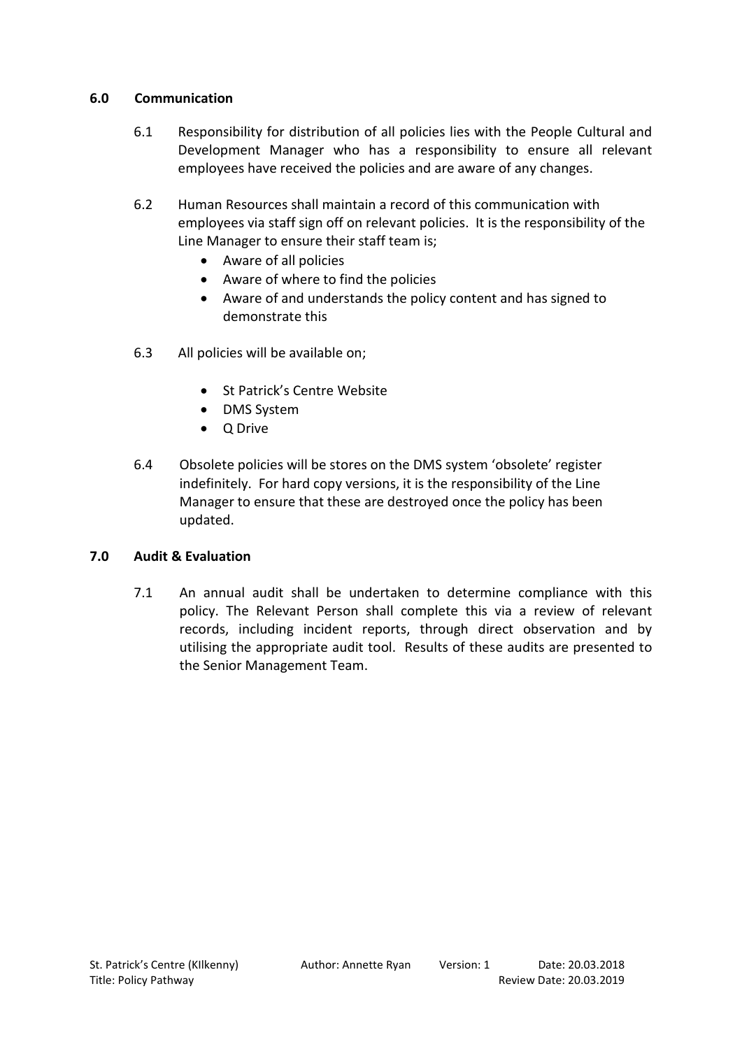## 6.0 Communication

6.1 Responsibility for distribution of all policies lies with the People Cultural and Development Manager who has a responsibility to ensure all relevant employees have received the policies and are aware of any changes.

6.2 Human Resources shall maintain a record of this communication with employees via staff sign off on relevant policies. It is the responsibility of the Line Manager to ensure their staff team is;

- Aware of all policies
- Aware of where to find the policies
- Aware of and understands the policy content and has signed to demonstrate this

6.3 All policies will be available on;

- St Patrick's Centre Website
- DMS System
- Q Drive

6.4 Obsolete policies will be stores on the DMS system 'obsolete' register indefinitely. For hard copy versions, it is the responsibility of the Line Manager to ensure that these are destroyed once the policy has been updated.

## 7.0 Audit & Evaluation

7.1 An annual audit shall be undertaken to determine compliance with this policy. The Relevant Person shall complete this via a review of relevant records, including incident reports, through direct observation and by utilising the appropriate audit tool. Results of these audits are presented to the Senior Management Team.